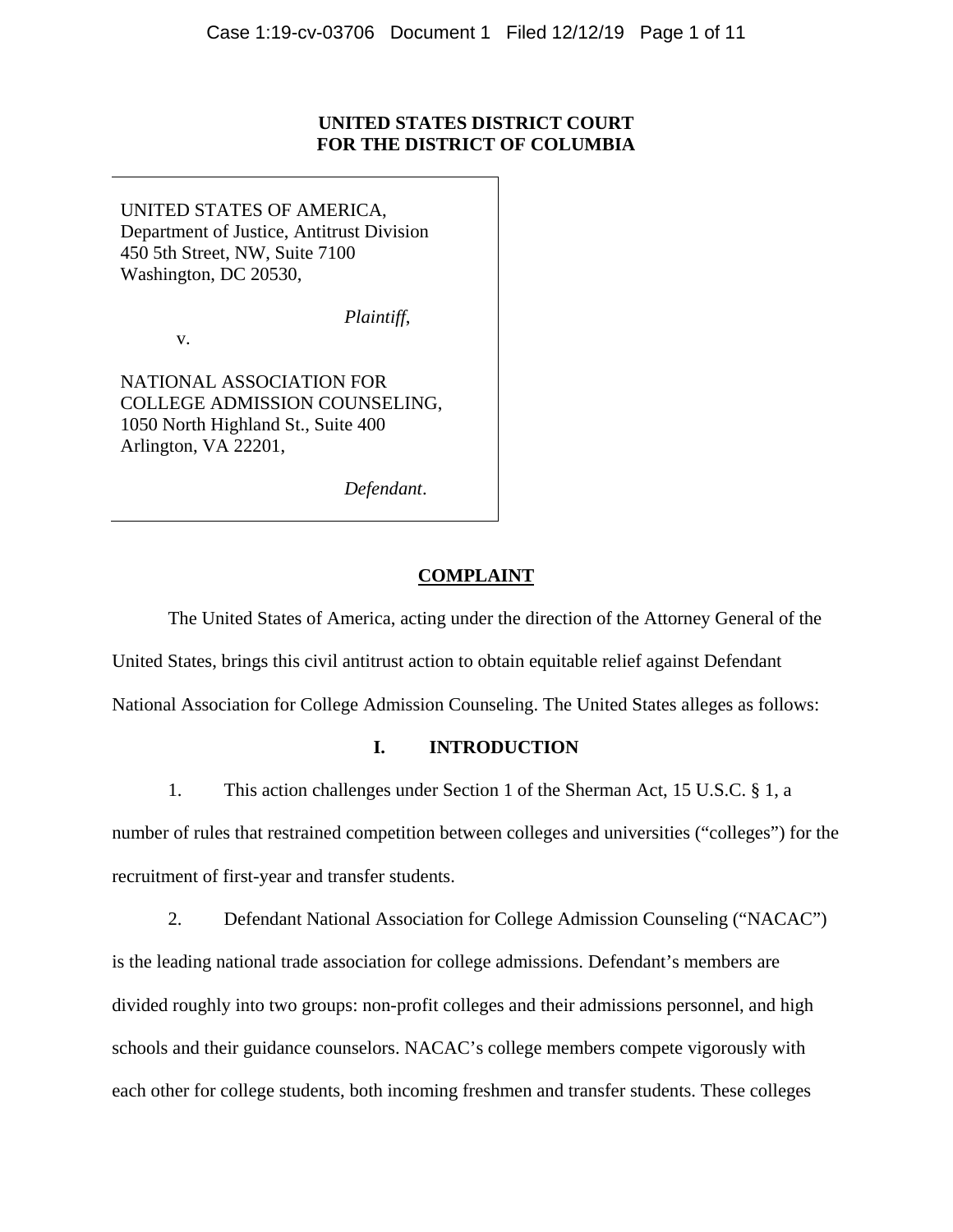**UNITED STATES DISTRICT COURT**
**FOR THE DISTRICT OF COLUMBIA**

UNITED STATES OF AMERICA,
Department of Justice, Antitrust Division
450 5th Street, NW, Suite 7100
Washington, DC 20530,

*Plaintiff*,

v.

NATIONAL ASSOCIATION FOR
COLLEGE ADMISSION COUNSELING,
1050 North Highland St., Suite 400
Arlington, VA 22201,

*Defendant*.

## COMPLAINT

The United States of America, acting under the direction of the Attorney General of the United States, brings this civil antitrust action to obtain equitable relief against Defendant National Association for College Admission Counseling. The United States alleges as follows:

### I. INTRODUCTION

1. This action challenges under Section 1 of the Sherman Act, 15 U.S.C. § 1, a number of rules that restrained competition between colleges and universities ("colleges") for the recruitment of first-year and transfer students.

2. Defendant National Association for College Admission Counseling ("NACAC") is the leading national trade association for college admissions. Defendant's members are divided roughly into two groups: non-profit colleges and their admissions personnel, and high schools and their guidance counselors. NACAC's college members compete vigorously with each other for college students, both incoming freshmen and transfer students. These colleges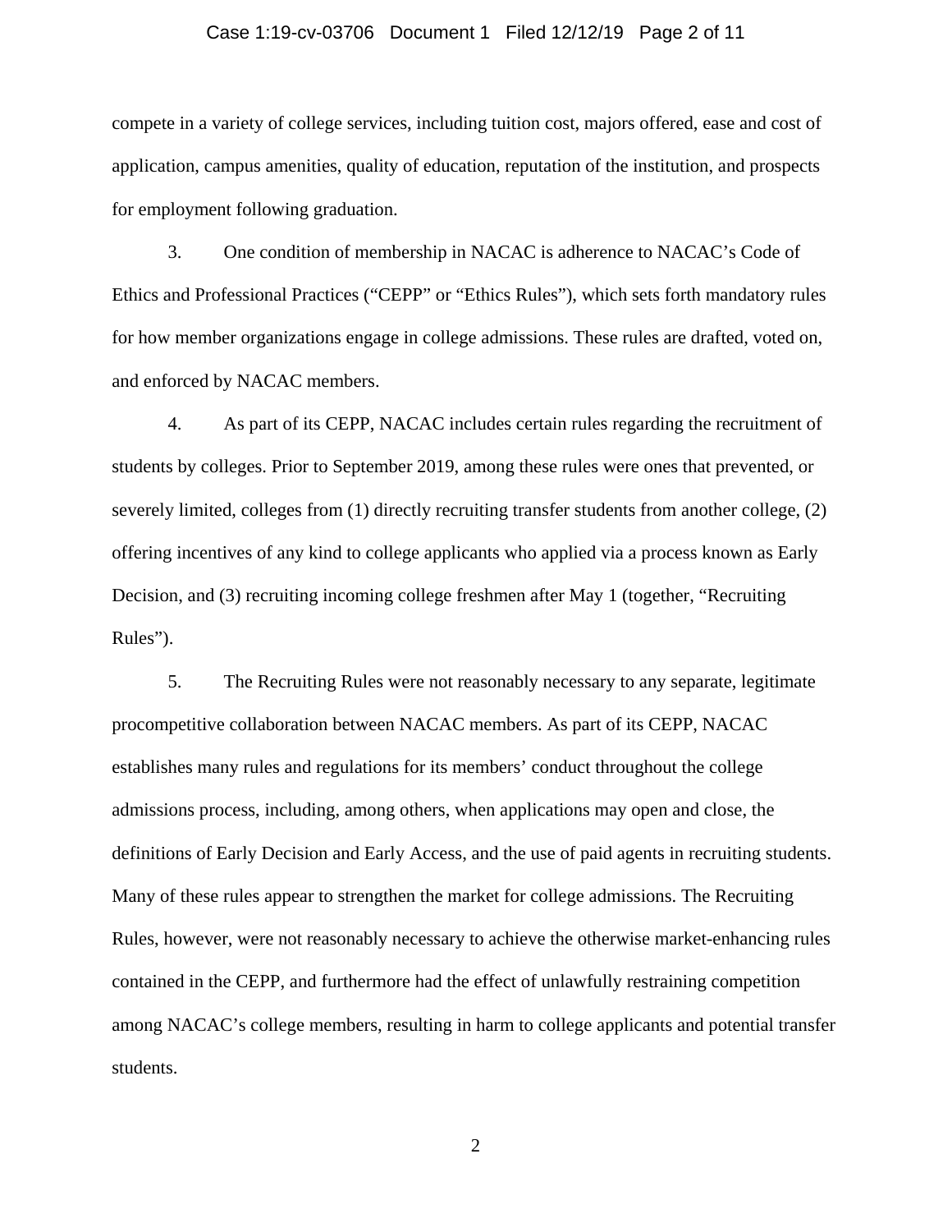compete in a variety of college services, including tuition cost, majors offered, ease and cost of application, campus amenities, quality of education, reputation of the institution, and prospects for employment following graduation.

3. One condition of membership in NACAC is adherence to NACAC's Code of Ethics and Professional Practices ("CEPP" or "Ethics Rules"), which sets forth mandatory rules for how member organizations engage in college admissions. These rules are drafted, voted on, and enforced by NACAC members.

4. As part of its CEPP, NACAC includes certain rules regarding the recruitment of students by colleges. Prior to September 2019, among these rules were ones that prevented, or severely limited, colleges from (1) directly recruiting transfer students from another college, (2) offering incentives of any kind to college applicants who applied via a process known as Early Decision, and (3) recruiting incoming college freshmen after May 1 (together, "Recruiting Rules").

5. The Recruiting Rules were not reasonably necessary to any separate, legitimate procompetitive collaboration between NACAC members. As part of its CEPP, NACAC establishes many rules and regulations for its members' conduct throughout the college admissions process, including, among others, when applications may open and close, the definitions of Early Decision and Early Access, and the use of paid agents in recruiting students. Many of these rules appear to strengthen the market for college admissions. The Recruiting Rules, however, were not reasonably necessary to achieve the otherwise market-enhancing rules contained in the CEPP, and furthermore had the effect of unlawfully restraining competition among NACAC's college members, resulting in harm to college applicants and potential transfer students.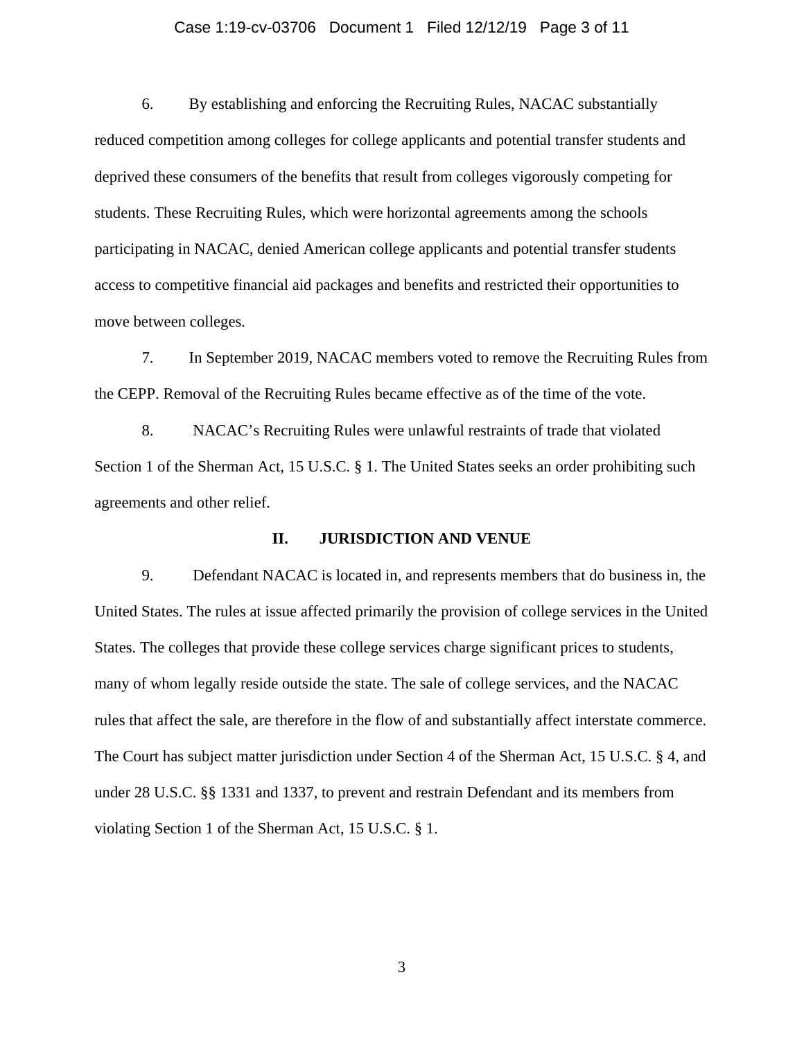6. By establishing and enforcing the Recruiting Rules, NACAC substantially reduced competition among colleges for college applicants and potential transfer students and deprived these consumers of the benefits that result from colleges vigorously competing for students. These Recruiting Rules, which were horizontal agreements among the schools participating in NACAC, denied American college applicants and potential transfer students access to competitive financial aid packages and benefits and restricted their opportunities to move between colleges.

7. In September 2019, NACAC members voted to remove the Recruiting Rules from the CEPP. Removal of the Recruiting Rules became effective as of the time of the vote.

8. NACAC's Recruiting Rules were unlawful restraints of trade that violated Section 1 of the Sherman Act, 15 U.S.C. § 1. The United States seeks an order prohibiting such agreements and other relief.

## II. JURISDICTION AND VENUE

9. Defendant NACAC is located in, and represents members that do business in, the United States. The rules at issue affected primarily the provision of college services in the United States. The colleges that provide these college services charge significant prices to students, many of whom legally reside outside the state. The sale of college services, and the NACAC rules that affect the sale, are therefore in the flow of and substantially affect interstate commerce. The Court has subject matter jurisdiction under Section 4 of the Sherman Act, 15 U.S.C. § 4, and under 28 U.S.C. §§ 1331 and 1337, to prevent and restrain Defendant and its members from violating Section 1 of the Sherman Act, 15 U.S.C. § 1.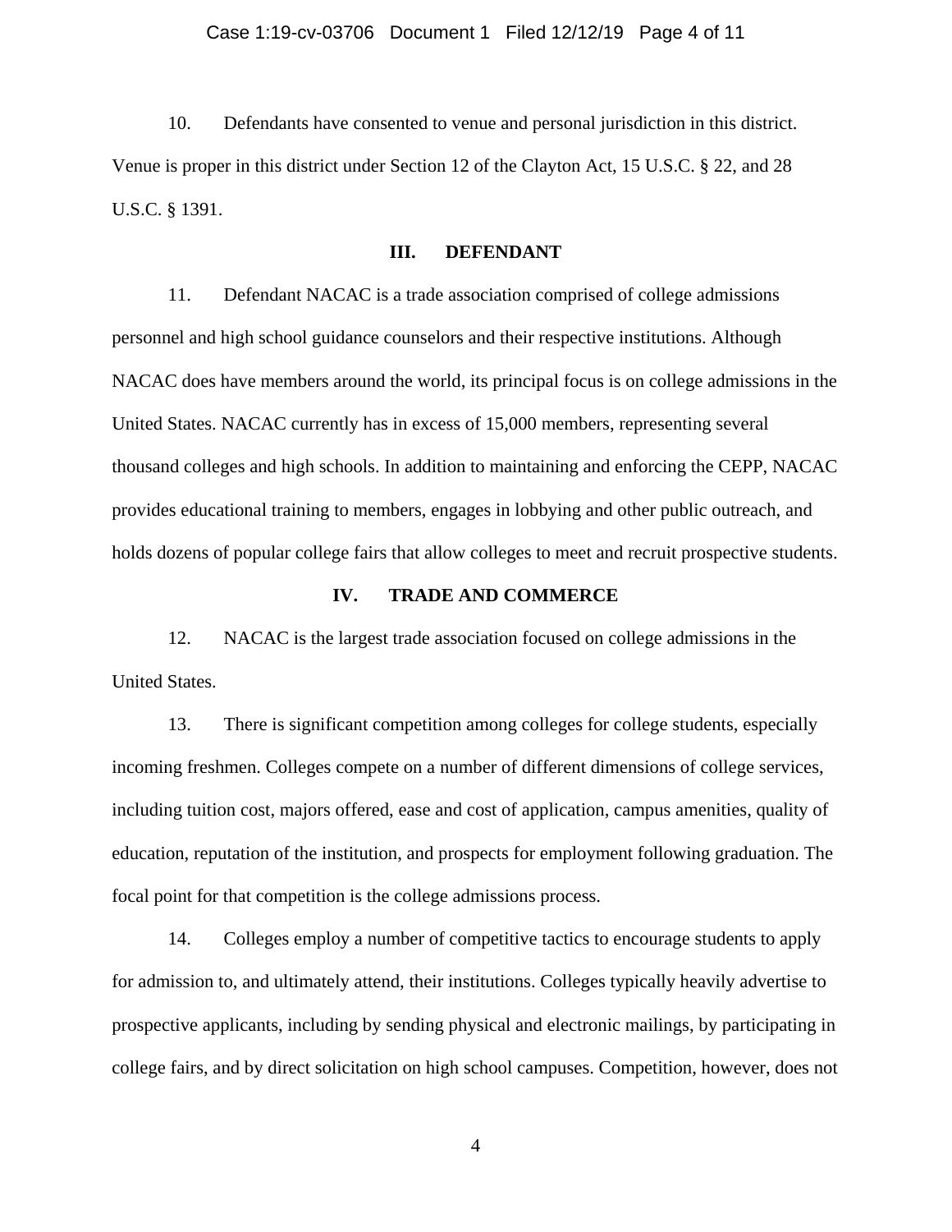10. Defendants have consented to venue and personal jurisdiction in this district. Venue is proper in this district under Section 12 of the Clayton Act, 15 U.S.C. § 22, and 28 U.S.C. § 1391.

## III. DEFENDANT

11. Defendant NACAC is a trade association comprised of college admissions personnel and high school guidance counselors and their respective institutions. Although NACAC does have members around the world, its principal focus is on college admissions in the United States. NACAC currently has in excess of 15,000 members, representing several thousand colleges and high schools. In addition to maintaining and enforcing the CEPP, NACAC provides educational training to members, engages in lobbying and other public outreach, and holds dozens of popular college fairs that allow colleges to meet and recruit prospective students.

## IV. TRADE AND COMMERCE

12. NACAC is the largest trade association focused on college admissions in the United States.

13. There is significant competition among colleges for college students, especially incoming freshmen. Colleges compete on a number of different dimensions of college services, including tuition cost, majors offered, ease and cost of application, campus amenities, quality of education, reputation of the institution, and prospects for employment following graduation. The focal point for that competition is the college admissions process.

14. Colleges employ a number of competitive tactics to encourage students to apply for admission to, and ultimately attend, their institutions. Colleges typically heavily advertise to prospective applicants, including by sending physical and electronic mailings, by participating in college fairs, and by direct solicitation on high school campuses. Competition, however, does not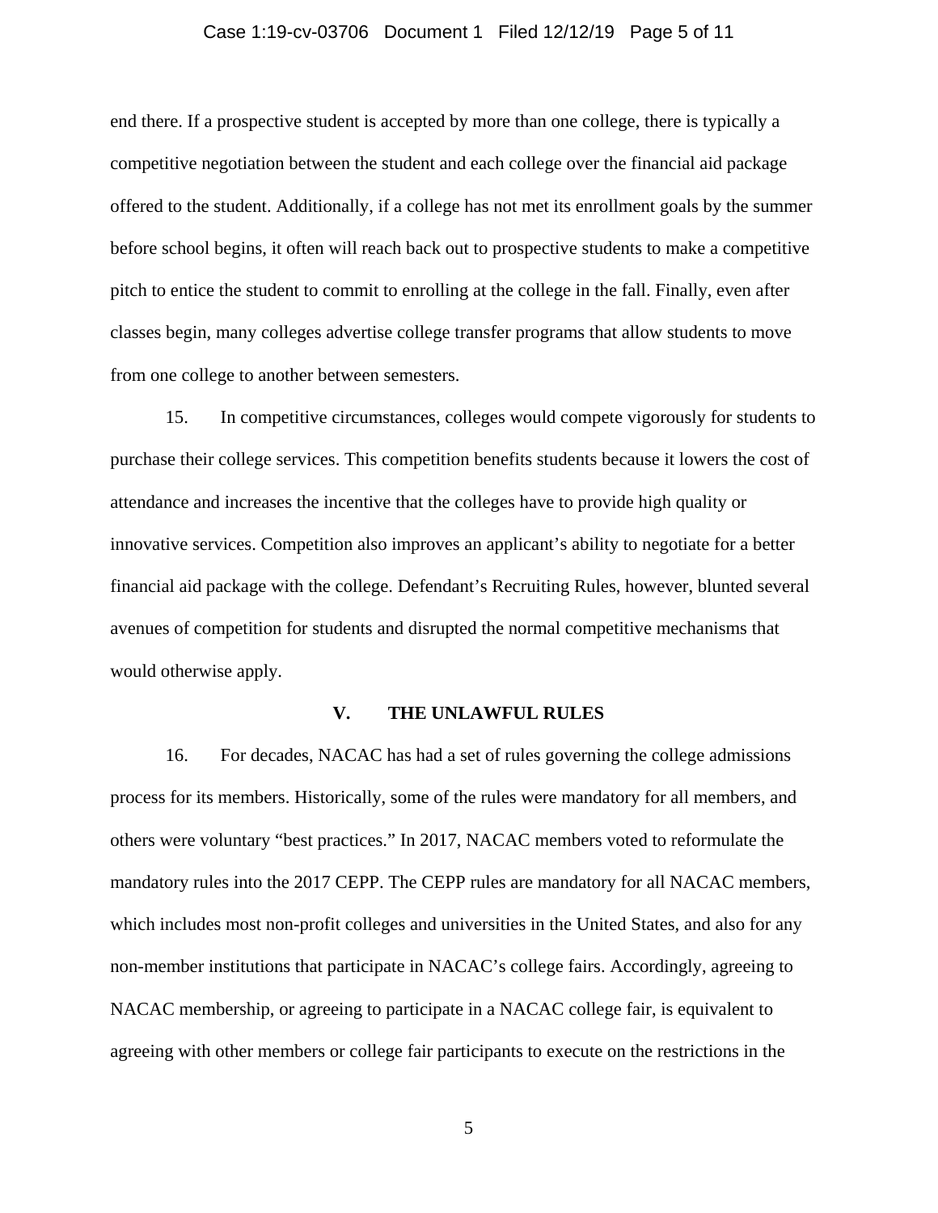end there. If a prospective student is accepted by more than one college, there is typically a competitive negotiation between the student and each college over the financial aid package offered to the student. Additionally, if a college has not met its enrollment goals by the summer before school begins, it often will reach back out to prospective students to make a competitive pitch to entice the student to commit to enrolling at the college in the fall. Finally, even after classes begin, many colleges advertise college transfer programs that allow students to move from one college to another between semesters.

15. In competitive circumstances, colleges would compete vigorously for students to purchase their college services. This competition benefits students because it lowers the cost of attendance and increases the incentive that the colleges have to provide high quality or innovative services. Competition also improves an applicant's ability to negotiate for a better financial aid package with the college. Defendant's Recruiting Rules, however, blunted several avenues of competition for students and disrupted the normal competitive mechanisms that would otherwise apply.

## V. THE UNLAWFUL RULES

16. For decades, NACAC has had a set of rules governing the college admissions process for its members. Historically, some of the rules were mandatory for all members, and others were voluntary "best practices." In 2017, NACAC members voted to reformulate the mandatory rules into the 2017 CEPP. The CEPP rules are mandatory for all NACAC members, which includes most non-profit colleges and universities in the United States, and also for any non-member institutions that participate in NACAC's college fairs. Accordingly, agreeing to NACAC membership, or agreeing to participate in a NACAC college fair, is equivalent to agreeing with other members or college fair participants to execute on the restrictions in the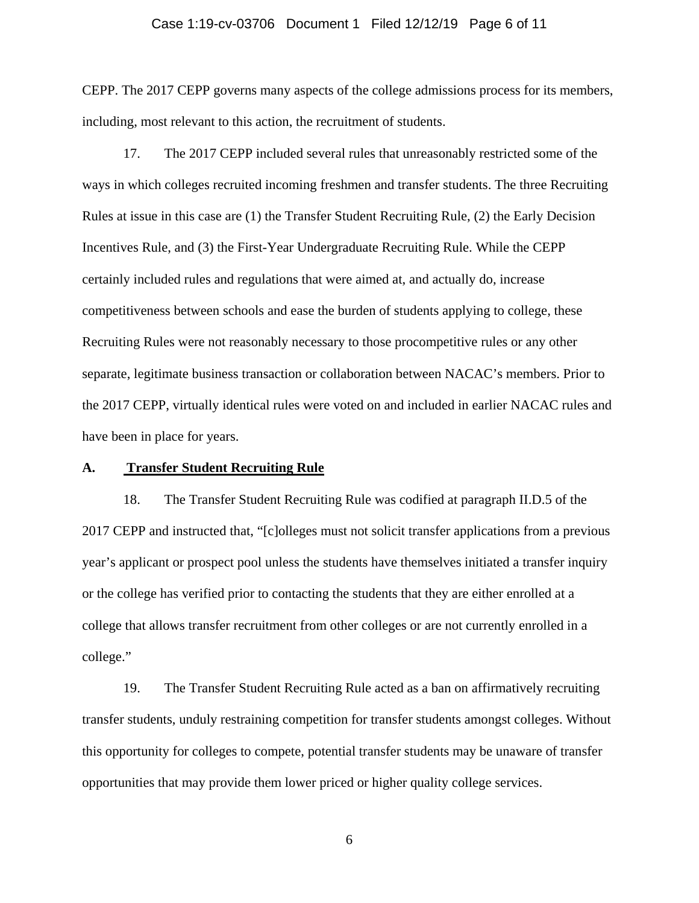CEPP. The 2017 CEPP governs many aspects of the college admissions process for its members, including, most relevant to this action, the recruitment of students.

17. The 2017 CEPP included several rules that unreasonably restricted some of the ways in which colleges recruited incoming freshmen and transfer students. The three Recruiting Rules at issue in this case are (1) the Transfer Student Recruiting Rule, (2) the Early Decision Incentives Rule, and (3) the First-Year Undergraduate Recruiting Rule. While the CEPP certainly included rules and regulations that were aimed at, and actually do, increase competitiveness between schools and ease the burden of students applying to college, these Recruiting Rules were not reasonably necessary to those procompetitive rules or any other separate, legitimate business transaction or collaboration between NACAC's members. Prior to the 2017 CEPP, virtually identical rules were voted on and included in earlier NACAC rules and have been in place for years.

## A. Transfer Student Recruiting Rule

18. The Transfer Student Recruiting Rule was codified at paragraph II.D.5 of the 2017 CEPP and instructed that, "[c]olleges must not solicit transfer applications from a previous year's applicant or prospect pool unless the students have themselves initiated a transfer inquiry or the college has verified prior to contacting the students that they are either enrolled at a college that allows transfer recruitment from other colleges or are not currently enrolled in a college."

19. The Transfer Student Recruiting Rule acted as a ban on affirmatively recruiting transfer students, unduly restraining competition for transfer students amongst colleges. Without this opportunity for colleges to compete, potential transfer students may be unaware of transfer opportunities that may provide them lower priced or higher quality college services.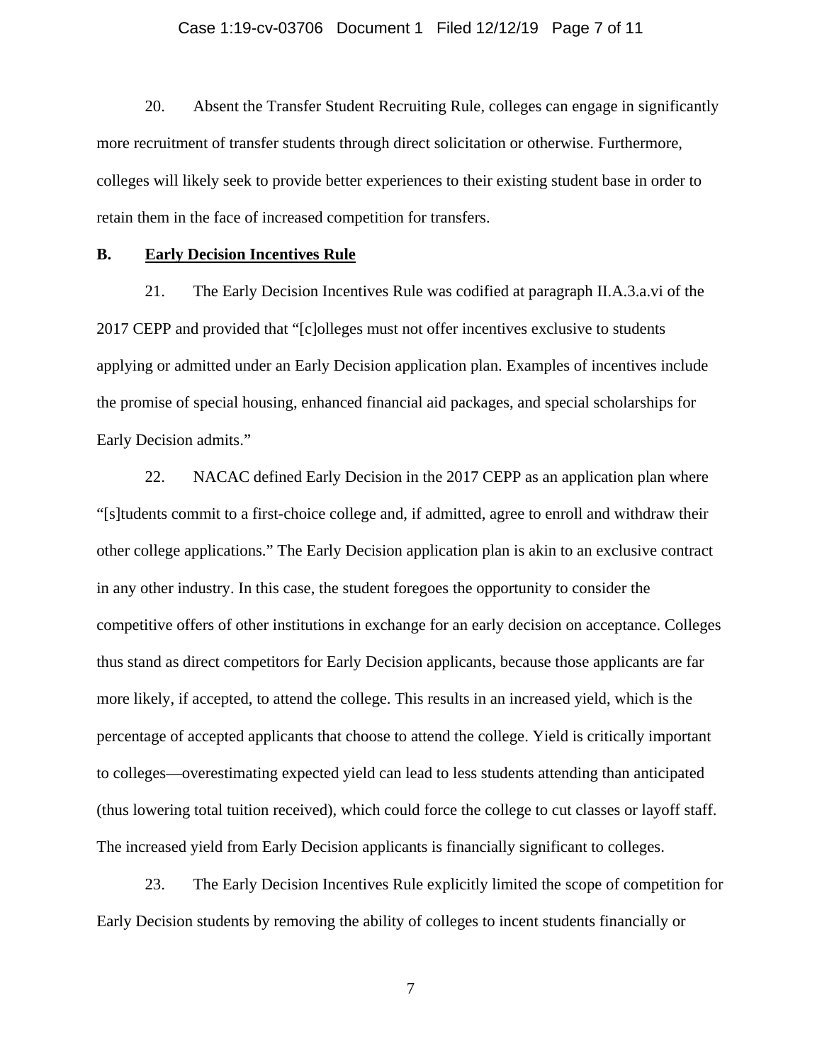20. Absent the Transfer Student Recruiting Rule, colleges can engage in significantly more recruitment of transfer students through direct solicitation or otherwise. Furthermore, colleges will likely seek to provide better experiences to their existing student base in order to retain them in the face of increased competition for transfers.

**B. <u>Early Decision Incentives Rule</u>**

21. The Early Decision Incentives Rule was codified at paragraph II.A.3.a.vi of the 2017 CEPP and provided that "[c]olleges must not offer incentives exclusive to students applying or admitted under an Early Decision application plan. Examples of incentives include the promise of special housing, enhanced financial aid packages, and special scholarships for Early Decision admits."

22. NACAC defined Early Decision in the 2017 CEPP as an application plan where "[s]tudents commit to a first-choice college and, if admitted, agree to enroll and withdraw their other college applications." The Early Decision application plan is akin to an exclusive contract in any other industry. In this case, the student foregoes the opportunity to consider the competitive offers of other institutions in exchange for an early decision on acceptance. Colleges thus stand as direct competitors for Early Decision applicants, because those applicants are far more likely, if accepted, to attend the college. This results in an increased yield, which is the percentage of accepted applicants that choose to attend the college. Yield is critically important to colleges—overestimating expected yield can lead to less students attending than anticipated (thus lowering total tuition received), which could force the college to cut classes or layoff staff. The increased yield from Early Decision applicants is financially significant to colleges.

23. The Early Decision Incentives Rule explicitly limited the scope of competition for Early Decision students by removing the ability of colleges to incent students financially or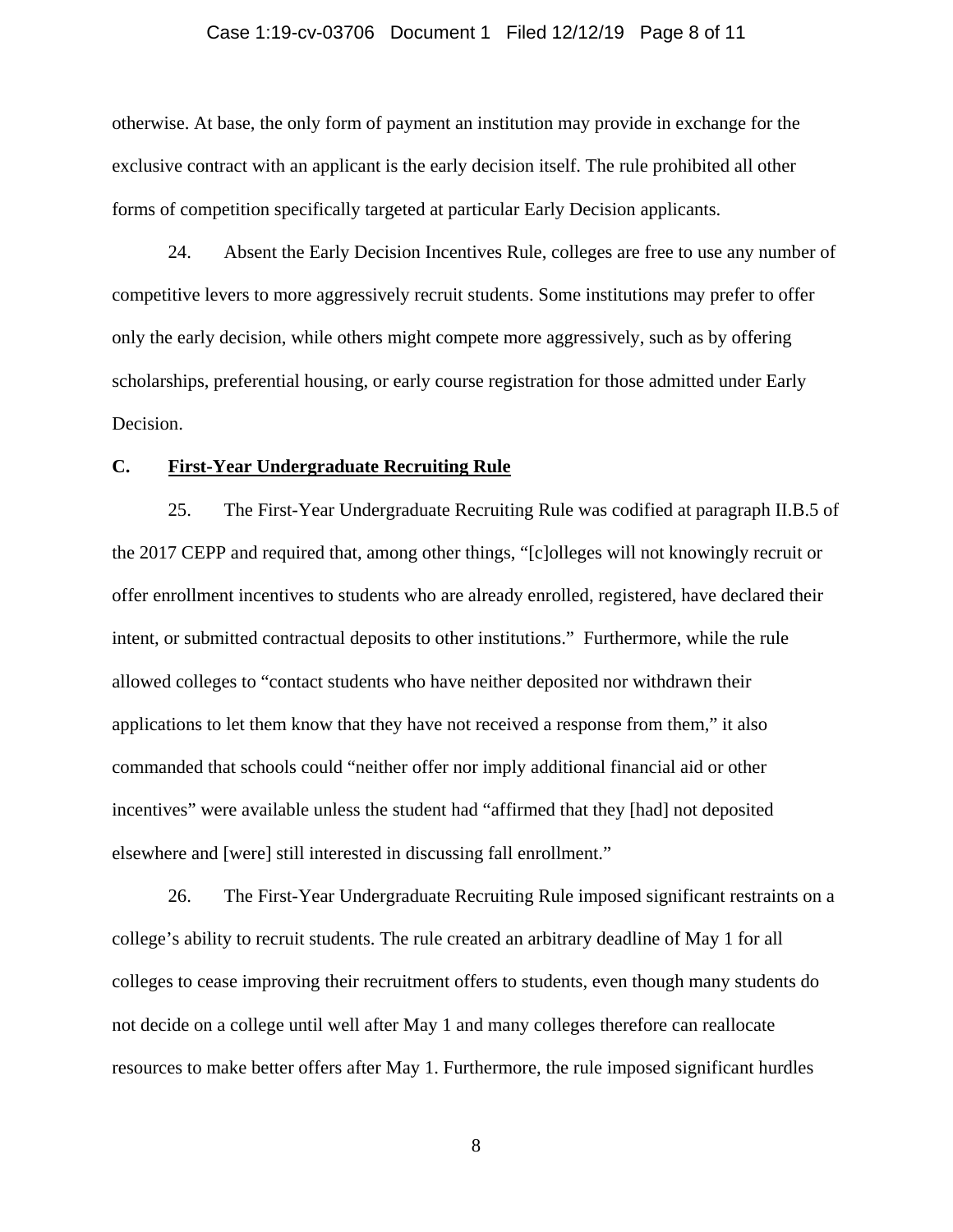otherwise. At base, the only form of payment an institution may provide in exchange for the exclusive contract with an applicant is the early decision itself. The rule prohibited all other forms of competition specifically targeted at particular Early Decision applicants.

24. Absent the Early Decision Incentives Rule, colleges are free to use any number of competitive levers to more aggressively recruit students. Some institutions may prefer to offer only the early decision, while others might compete more aggressively, such as by offering scholarships, preferential housing, or early course registration for those admitted under Early Decision.

### C. First-Year Undergraduate Recruiting Rule

25. The First-Year Undergraduate Recruiting Rule was codified at paragraph II.B.5 of the 2017 CEPP and required that, among other things, "[c]olleges will not knowingly recruit or offer enrollment incentives to students who are already enrolled, registered, have declared their intent, or submitted contractual deposits to other institutions." Furthermore, while the rule allowed colleges to "contact students who have neither deposited nor withdrawn their applications to let them know that they have not received a response from them," it also commanded that schools could "neither offer nor imply additional financial aid or other incentives" were available unless the student had "affirmed that they [had] not deposited elsewhere and [were] still interested in discussing fall enrollment."

26. The First-Year Undergraduate Recruiting Rule imposed significant restraints on a college's ability to recruit students. The rule created an arbitrary deadline of May 1 for all colleges to cease improving their recruitment offers to students, even though many students do not decide on a college until well after May 1 and many colleges therefore can reallocate resources to make better offers after May 1. Furthermore, the rule imposed significant hurdles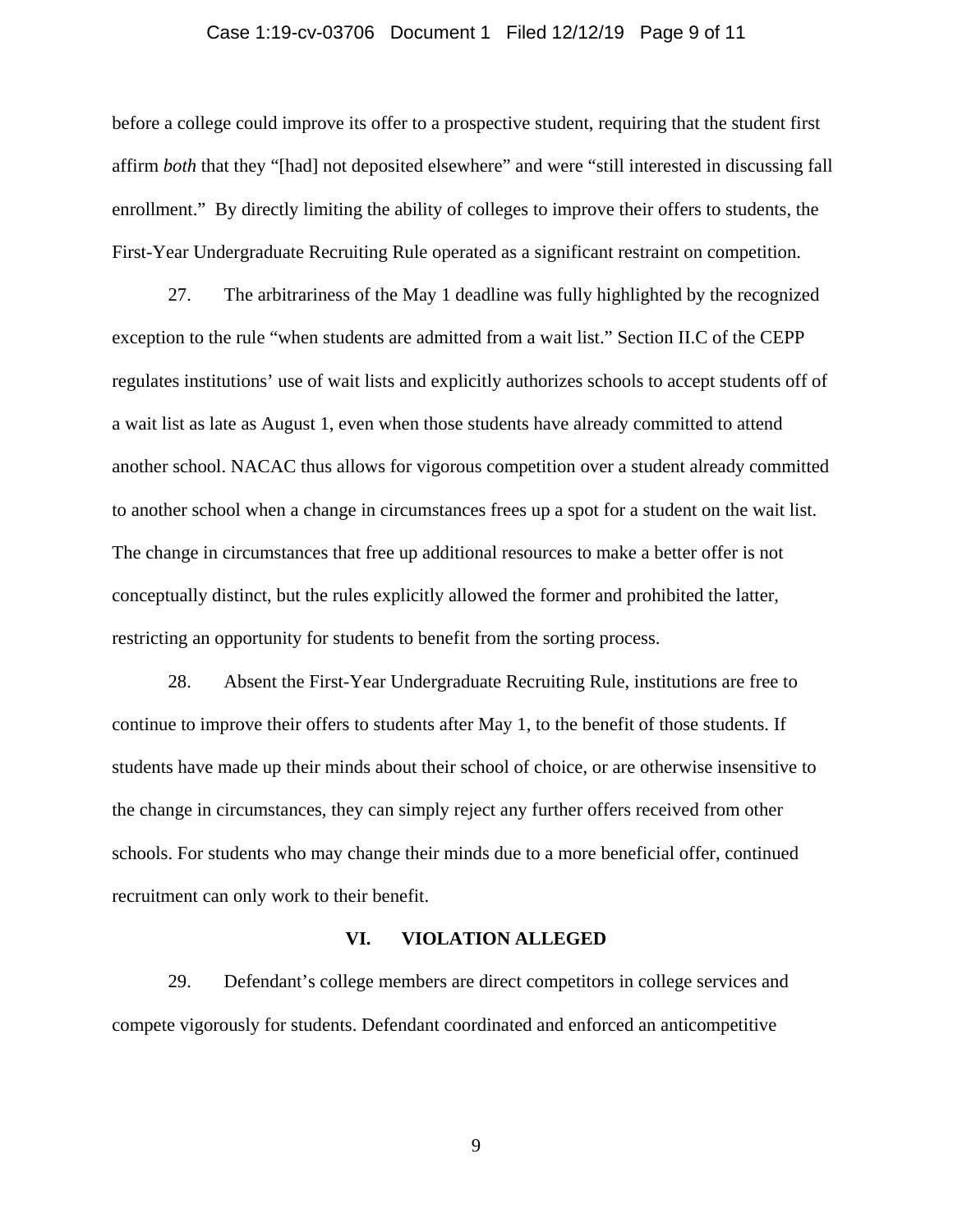before a college could improve its offer to a prospective student, requiring that the student first affirm *both* that they "[had] not deposited elsewhere" and were "still interested in discussing fall enrollment." By directly limiting the ability of colleges to improve their offers to students, the First-Year Undergraduate Recruiting Rule operated as a significant restraint on competition.

27. The arbitrariness of the May 1 deadline was fully highlighted by the recognized exception to the rule "when students are admitted from a wait list." Section II.C of the CEPP regulates institutions' use of wait lists and explicitly authorizes schools to accept students off of a wait list as late as August 1, even when those students have already committed to attend another school. NACAC thus allows for vigorous competition over a student already committed to another school when a change in circumstances frees up a spot for a student on the wait list. The change in circumstances that free up additional resources to make a better offer is not conceptually distinct, but the rules explicitly allowed the former and prohibited the latter, restricting an opportunity for students to benefit from the sorting process.

28. Absent the First-Year Undergraduate Recruiting Rule, institutions are free to continue to improve their offers to students after May 1, to the benefit of those students. If students have made up their minds about their school of choice, or are otherwise insensitive to the change in circumstances, they can simply reject any further offers received from other schools. For students who may change their minds due to a more beneficial offer, continued recruitment can only work to their benefit.

## VI. VIOLATION ALLEGED

29. Defendant's college members are direct competitors in college services and compete vigorously for students. Defendant coordinated and enforced an anticompetitive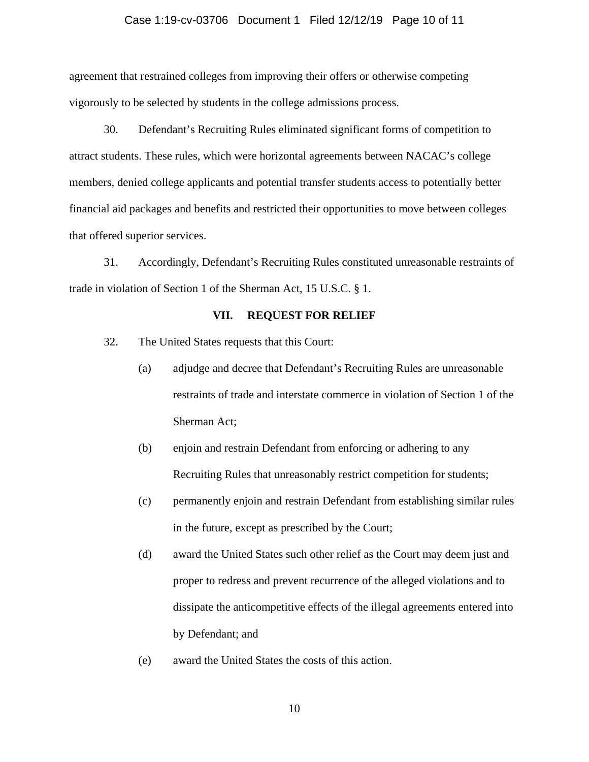agreement that restrained colleges from improving their offers or otherwise competing vigorously to be selected by students in the college admissions process.

30. Defendant's Recruiting Rules eliminated significant forms of competition to attract students. These rules, which were horizontal agreements between NACAC's college members, denied college applicants and potential transfer students access to potentially better financial aid packages and benefits and restricted their opportunities to move between colleges that offered superior services.

31. Accordingly, Defendant's Recruiting Rules constituted unreasonable restraints of trade in violation of Section 1 of the Sherman Act, 15 U.S.C. § 1.

## VII. REQUEST FOR RELIEF

32. The United States requests that this Court:

(a) adjudge and decree that Defendant's Recruiting Rules are unreasonable restraints of trade and interstate commerce in violation of Section 1 of the Sherman Act;

(b) enjoin and restrain Defendant from enforcing or adhering to any Recruiting Rules that unreasonably restrict competition for students;

(c) permanently enjoin and restrain Defendant from establishing similar rules in the future, except as prescribed by the Court;

(d) award the United States such other relief as the Court may deem just and proper to redress and prevent recurrence of the alleged violations and to dissipate the anticompetitive effects of the illegal agreements entered into by Defendant; and

(e) award the United States the costs of this action.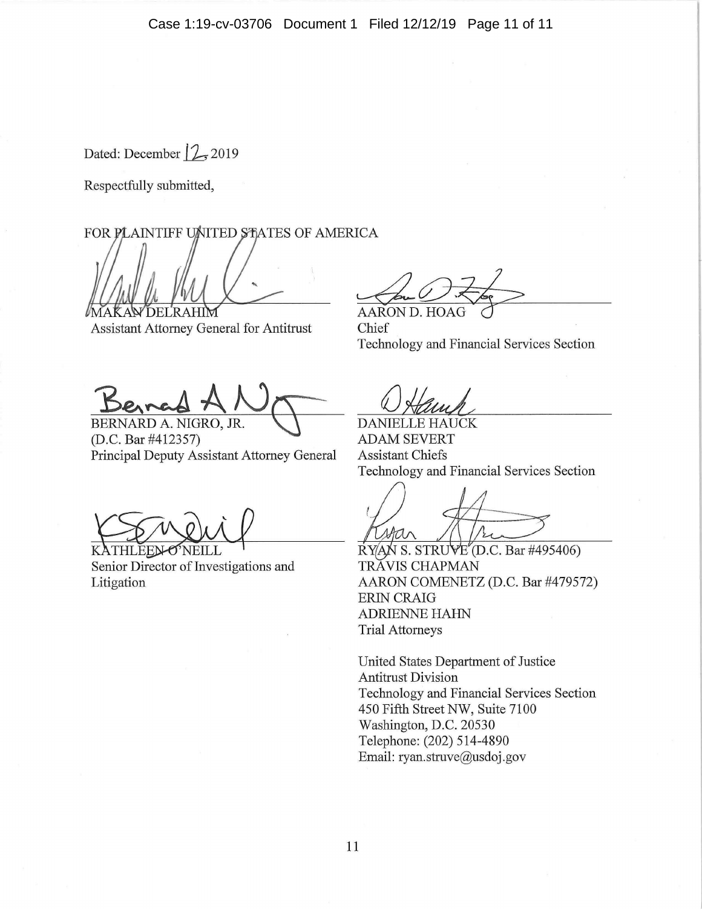Dated: December 12, 2019

Respectfully submitted,

FOR PLAINTIFF UNITED STATES OF AMERICA

MAKAN DELRAHIM
Assistant Attorney General for Antitrust

BERNARD A. NIGRO, JR.
(D.C. Bar #412357)
Principal Deputy Assistant Attorney General

KATHLEEN O'NEILL
Senior Director of Investigations and Litigation

AARON D. HOAG
Chief
Technology and Financial Services Section

DANIELLE HAUCK
ADAM SEVERT
Assistant Chiefs
Technology and Financial Services Section

RYAN S. STRUVE (D.C. Bar #495406)
TRAVIS CHAPMAN
AARON COMENETZ (D.C. Bar #479572)
ERIN CRAIG
ADRIENNE HAHN
Trial Attorneys

United States Department of Justice
Antitrust Division
Technology and Financial Services Section
450 Fifth Street NW, Suite 7100
Washington, D.C. 20530
Telephone: (202) 514-4890
Email: ryan.struve@usdoj.gov